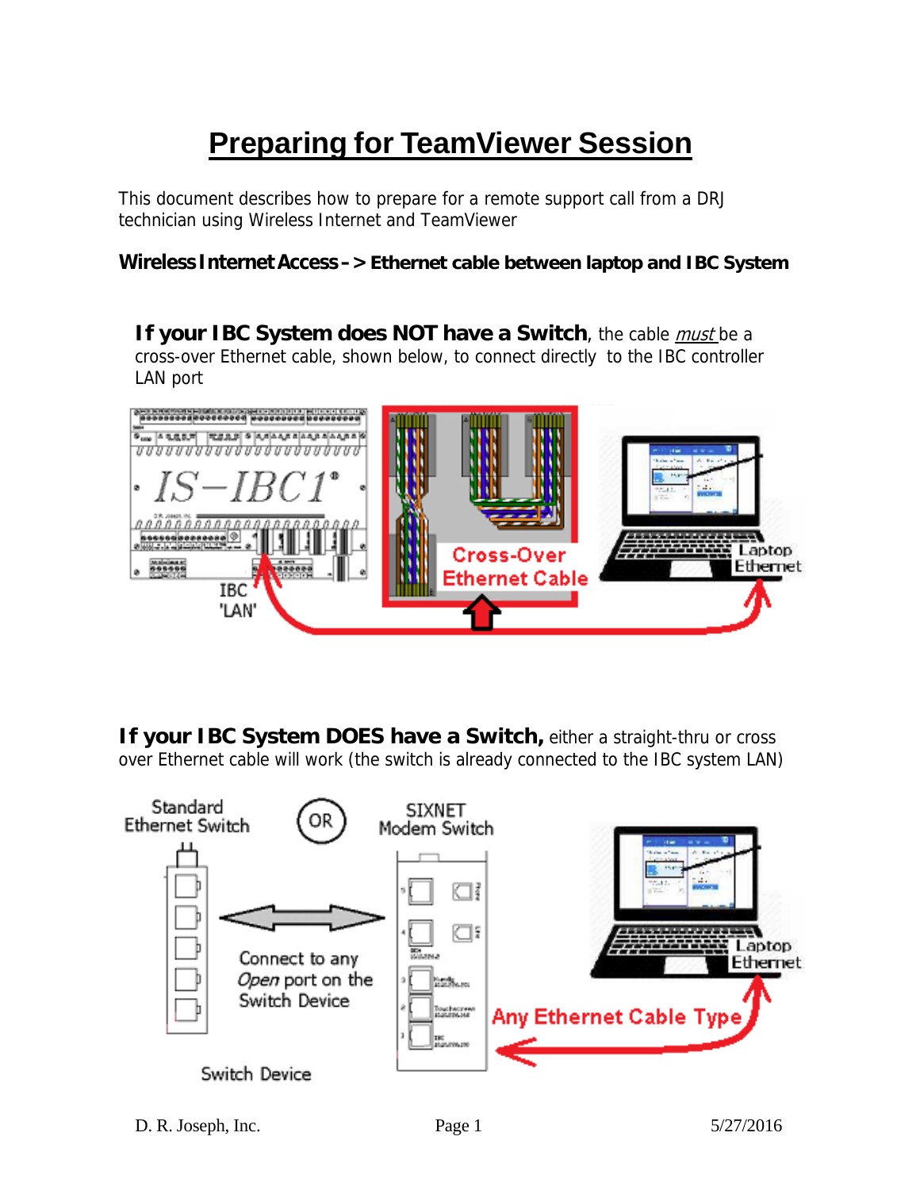# Preparing for TeamViewer Session

This document describes how to prepare for a remote support call from a DRJ technician using Wireless Internet and TeamViewer

**Wireless Internet Access –> Ethernet cable between laptop and IBC System**

**If your IBC System does NOT have a Switch**, the cable *must* be a cross-over Ethernet cable, shown below, to connect directly to the IBC controller LAN port

IS–IBC1®

IBC 'LAN'

Cross-Over Ethernet Cable

Laptop Ethernet

**If your IBC System DOES have a Switch,** either a straight-thru or cross over Ethernet cable will work (the switch is already connected to the IBC system LAN)

Standard Ethernet Switch

OR

SIXNET Modem Switch

Connect to any *Open* port on the Switch Device

Switch Device

Laptop Ethernet

Any Ethernet Cable Type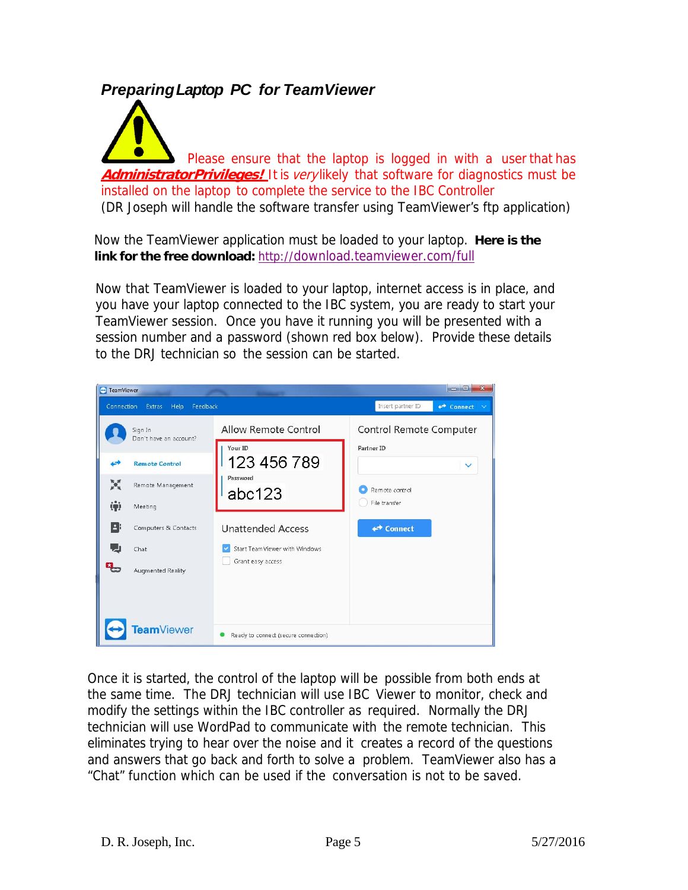## *Preparing Laptop PC for TeamViewer*

Please ensure that the laptop is logged in with a user that has ***Administrator Privileges!*** It is *very* likely that software for diagnostics must be installed on the laptop to complete the service to the IBC Controller
(DR Joseph will handle the software transfer using TeamViewer's ftp application)

Now the TeamViewer application must be loaded to your laptop. **Here is the link for the free download:** http://download.teamviewer.com/full

Now that TeamViewer is loaded to your laptop, internet access is in place, and you have your laptop connected to the IBC system, you are ready to start your TeamViewer session. Once you have it running you will be presented with a session number and a password (shown red box below). Provide these details to the DRJ technician so the session can be started.

Once it is started, the control of the laptop will be possible from both ends at the same time. The DRJ technician will use IBC Viewer to monitor, check and modify the settings within the IBC controller as required. Normally the DRJ technician will use WordPad to communicate with the remote technician. This eliminates trying to hear over the noise and it creates a record of the questions and answers that go back and forth to solve a problem. TeamViewer also has a "Chat" function which can be used if the conversation is not to be saved.